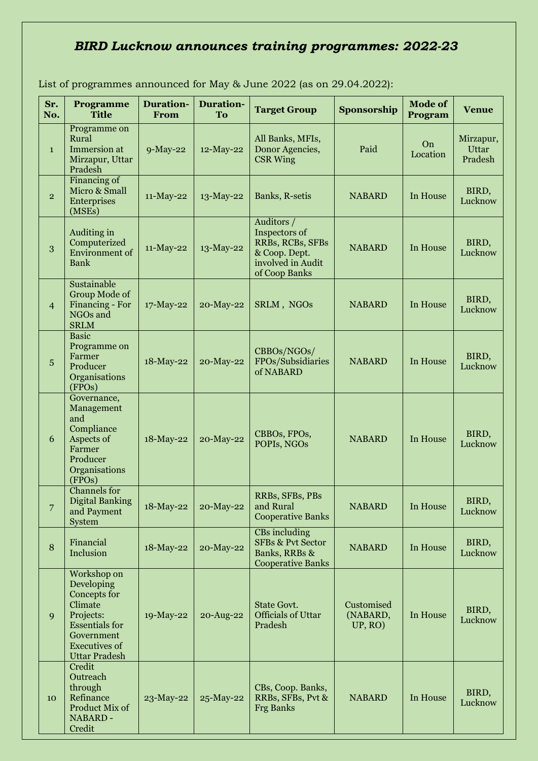# *BIRD Lucknow announces training programmes: 2022-23*

List of programmes announced for May & June 2022 (as on 29.04.2022):

| Sr. No. | Programme Title | Duration-From | Duration-To | Target Group | Sponsorship | Mode of Program | Venue |
|---|---|---|---|---|---|---|---|
| 1 | Programme on Rural Immersion at Mirzapur, Uttar Pradesh | 9-May-22 | 12-May-22 | All Banks, MFIs, Donor Agencies, CSR Wing | Paid | On Location | Mirzapur, Uttar Pradesh |
| 2 | Financing of Micro & Small Enterprises (MSEs) | 11-May-22 | 13-May-22 | Banks, R-setis | NABARD | In House | BIRD, Lucknow |
| 3 | Auditing in Computerized Environment of Bank | 11-May-22 | 13-May-22 | Auditors / Inspectors of RRBs, RCBs, SFBs & Coop. Dept. involved in Audit of Coop Banks | NABARD | In House | BIRD, Lucknow |
| 4 | Sustainable Group Mode of Financing - For NGOs and SRLM | 17-May-22 | 20-May-22 | SRLM , NGOs | NABARD | In House | BIRD, Lucknow |
| 5 | Basic Programme on Farmer Producer Organisations (FPOs) | 18-May-22 | 20-May-22 | CBBOs/NGOs/ FPOs/Subsidiaries of NABARD | NABARD | In House | BIRD, Lucknow |
| 6 | Governance, Management and Compliance Aspects of Farmer Producer Organisations (FPOs) | 18-May-22 | 20-May-22 | CBBOs, FPOs, POPIs, NGOs | NABARD | In House | BIRD, Lucknow |
| 7 | Channels for Digital Banking and Payment System | 18-May-22 | 20-May-22 | RRBs, SFBs, PBs and Rural Cooperative Banks | NABARD | In House | BIRD, Lucknow |
| 8 | Financial Inclusion | 18-May-22 | 20-May-22 | CBs including SFBs & Pvt Sector Banks, RRBs & Cooperative Banks | NABARD | In House | BIRD, Lucknow |
| 9 | Workshop on Developing Concepts for Climate Projects: Essentials for Government Executives of Uttar Pradesh | 19-May-22 | 20-Aug-22 | State Govt. Officials of Uttar Pradesh | Customised (NABARD, UP, RO) | In House | BIRD, Lucknow |
| 10 | Credit Outreach through Refinance Product Mix of NABARD - Credit | 23-May-22 | 25-May-22 | CBs, Coop. Banks, RRBs, SFBs, Pvt & Frg Banks | NABARD | In House | BIRD, Lucknow |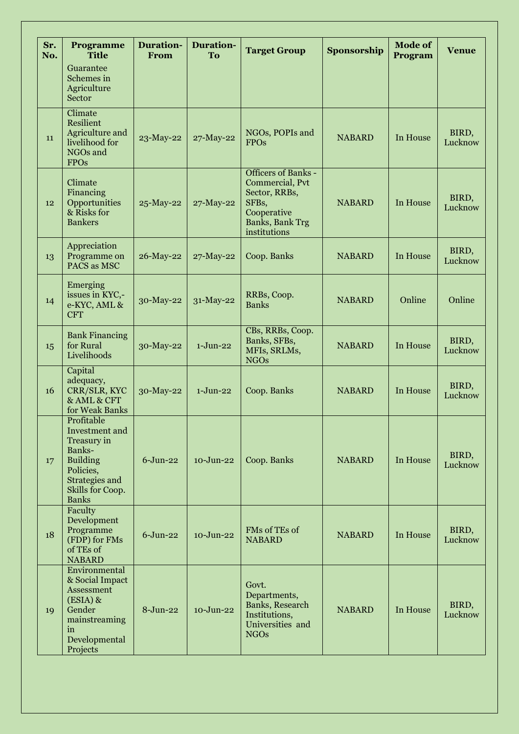| Sr. No. | Programme Title | Duration-From | Duration-To | Target Group | Sponsorship | Mode of Program | Venue |
|---|---|---|---|---|---|---|---|
| | Guarantee Schemes in Agriculture Sector | | | | | | |
| 11 | Climate Resilient Agriculture and livelihood for NGOs and FPOs | 23-May-22 | 27-May-22 | NGOs, POPIs and FPOs | NABARD | In House | BIRD, Lucknow |
| 12 | Climate Financing Opportunities & Risks for Bankers | 25-May-22 | 27-May-22 | Officers of Banks - Commercial, Pvt Sector, RRBs, SFBs, Cooperative Banks, Bank Trg institutions | NABARD | In House | BIRD, Lucknow |
| 13 | Appreciation Programme on PACS as MSC | 26-May-22 | 27-May-22 | Coop. Banks | NABARD | In House | BIRD, Lucknow |
| 14 | Emerging issues in KYC,- e-KYC, AML & CFT | 30-May-22 | 31-May-22 | RRBs, Coop. Banks | NABARD | Online | Online |
| 15 | Bank Financing for Rural Livelihoods | 30-May-22 | 1-Jun-22 | CBs, RRBs, Coop. Banks, SFBs, MFIs, SRLMs, NGOs | NABARD | In House | BIRD, Lucknow |
| 16 | Capital adequacy, CRR/SLR, KYC & AML & CFT for Weak Banks | 30-May-22 | 1-Jun-22 | Coop. Banks | NABARD | In House | BIRD, Lucknow |
| 17 | Profitable Investment and Treasury in Banks- Building Policies, Strategies and Skills for Coop. Banks | 6-Jun-22 | 10-Jun-22 | Coop. Banks | NABARD | In House | BIRD, Lucknow |
| 18 | Faculty Development Programme (FDP) for FMs of TEs of NABARD | 6-Jun-22 | 10-Jun-22 | FMs of TEs of NABARD | NABARD | In House | BIRD, Lucknow |
| 19 | Environmental & Social Impact Assessment (ESIA) & Gender mainstreaming in Developmental Projects | 8-Jun-22 | 10-Jun-22 | Govt. Departments, Banks, Research Institutions, Universities and NGOs | NABARD | In House | BIRD, Lucknow |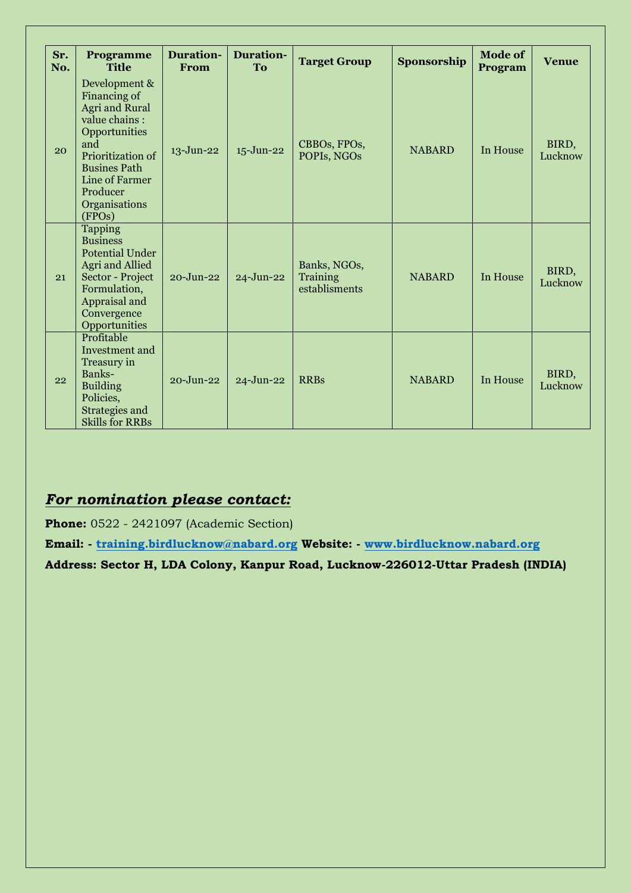| Sr. No. | Programme Title | Duration- From | Duration- To | Target Group | Sponsorship | Mode of Program | Venue |
|---|---|---|---|---|---|---|---|
| 20 | Development & Financing of Agri and Rural value chains : Opportunities and Prioritization of Busines Path Line of Farmer Producer Organisations (FPOs) | 13-Jun-22 | 15-Jun-22 | CBBOs, FPOs, POPIs, NGOs | NABARD | In House | BIRD, Lucknow |
| 21 | Tapping Business Potential Under Agri and Allied Sector - Project Formulation, Appraisal and Convergence Opportunities | 20-Jun-22 | 24-Jun-22 | Banks, NGOs, Training establisments | NABARD | In House | BIRD, Lucknow |
| 22 | Profitable Investment and Treasury in Banks- Building Policies, Strategies and Skills for RRBs | 20-Jun-22 | 24-Jun-22 | RRBs | NABARD | In House | BIRD, Lucknow |

## ***For nomination please contact:***

**Phone:** 0522 - 2421097 (Academic Section)

**Email: - training.birdlucknow@nabard.org Website: - www.birdlucknow.nabard.org**

**Address: Sector H, LDA Colony, Kanpur Road, Lucknow-226012-Uttar Pradesh (INDIA)**